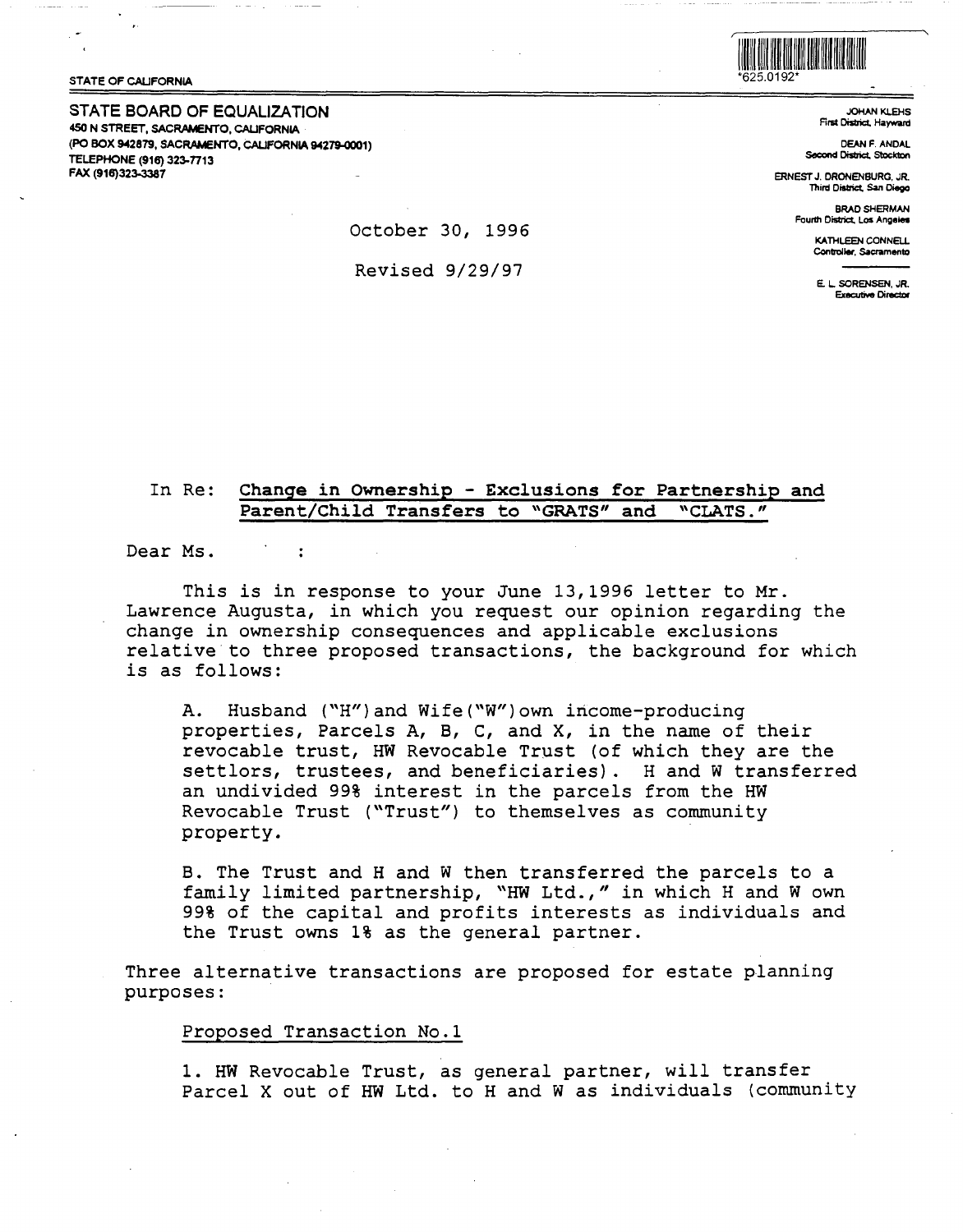STATE OF CALIFORNIA

*625.0192*

**STATE BOARD OF EQUALIZATION**
450 N STREET, SACRAMENTO, CALIFORNIA
(PO BOX 942879, SACRAMENTO, CALIFORNIA 94279-0001)
TELEPHONE (916) 323-7713
FAX (916)323-3387

JOHAN KLEHS
First District, Hayward

DEAN F. ANDAL
Second District, Stockton

ERNEST J. DRONENBURG, JR.
Third District, San Diego

BRAD SHERMAN
Fourth District, Los Angeles

KATHLEEN CONNELL
Controller, Sacramento

E. L. SORENSEN, JR.
Executive Director

October 30, 1996

Revised 9/29/97

In Re: <u>Change in Ownership - Exclusions for Partnership and Parent/Child Transfers to "GRATS" and "CLATS."</u>

Dear Ms. :

This is in response to your June 13,1996 letter to Mr. Lawrence Augusta, in which you request our opinion regarding the change in ownership consequences and applicable exclusions relative to three proposed transactions, the background for which is as follows:

A. Husband ("H") and Wife ("W") own income-producing properties, Parcels A, B, C, and X, in the name of their revocable trust, HW Revocable Trust (of which they are the settlors, trustees, and beneficiaries). H and W transferred an undivided 99% interest in the parcels from the HW Revocable Trust ("Trust") to themselves as community property.

B. The Trust and H and W then transferred the parcels to a family limited partnership, "HW Ltd.," in which H and W own 99% of the capital and profits interests as individuals and the Trust owns 1% as the general partner.

Three alternative transactions are proposed for estate planning purposes:

<u>Proposed Transaction No.1</u>

1. HW Revocable Trust, as general partner, will transfer Parcel X out of HW Ltd. to H and W as individuals (community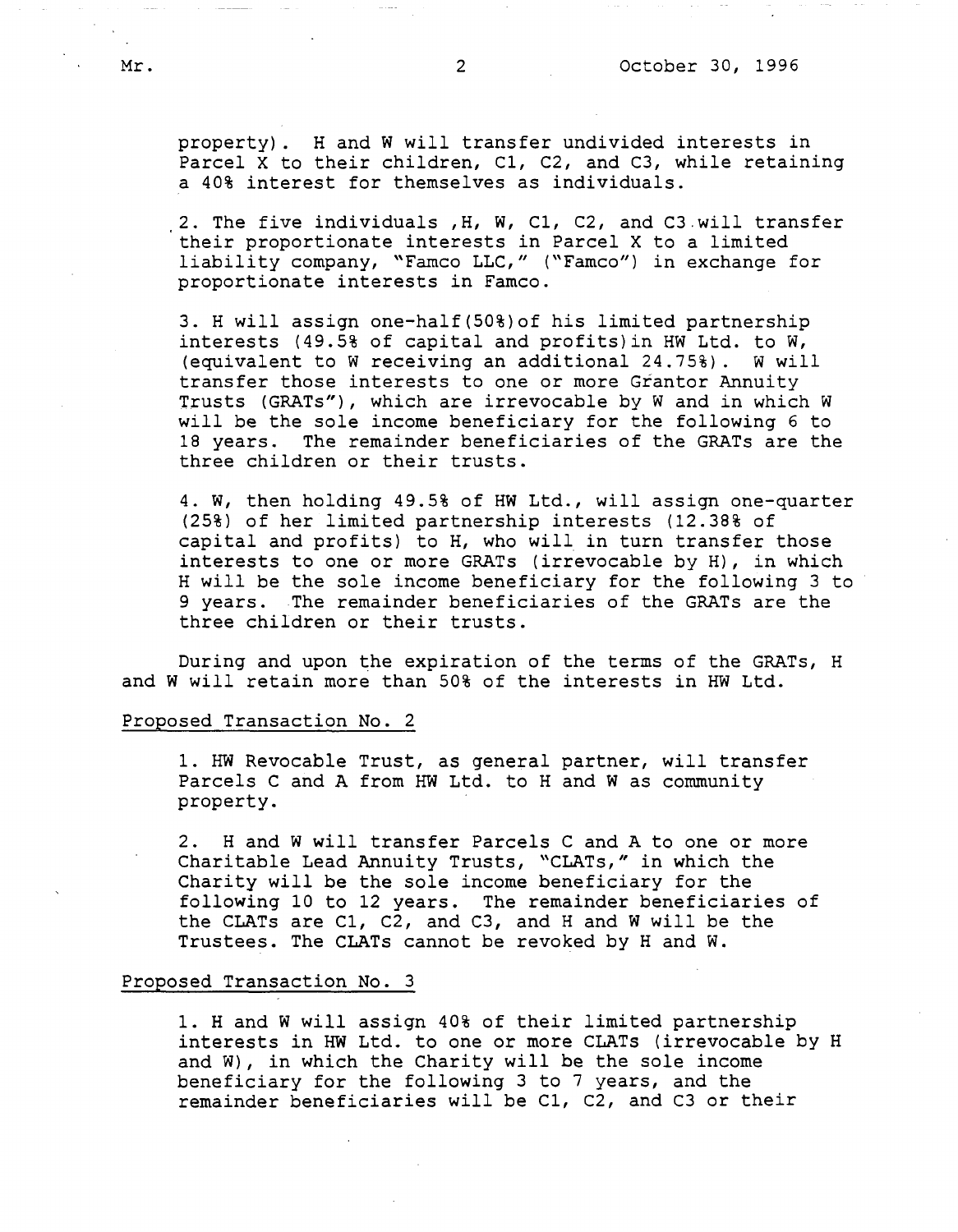property). H and W will transfer undivided interests in Parcel X to their children, C1, C2, and C3, while retaining a 40% interest for themselves as individuals.

2. The five individuals ,H, W, C1, C2, and C3 will transfer their proportionate interests in Parcel X to a limited liability company, "Famco LLC," ("Famco") in exchange for proportionate interests in Famco.

3. H will assign one-half(50%)of his limited partnership interests (49.5% of capital and profits)in HW Ltd. to W, (equivalent to W receiving an additional 24.75%). W will transfer those interests to one or more Grantor Annuity Trusts (GRATs"), which are irrevocable by W and in which W will be the sole income beneficiary for the following 6 to 18 years. The remainder beneficiaries of the GRATs are the three children or their trusts.

4. W, then holding 49.5% of HW Ltd., will assign one-quarter (25%) of her limited partnership interests (12.38% of capital and profits) to H, who will in turn transfer those interests to one or more GRATs (irrevocable by H), in which H will be the sole income beneficiary for the following 3 to 9 years. The remainder beneficiaries of the GRATs are the three children or their trusts.

During and upon the expiration of the terms of the GRATs, H and W will retain more than 50% of the interests in HW Ltd.

Proposed Transaction No. 2

1. HW Revocable Trust, as general partner, will transfer Parcels C and A from HW Ltd. to H and W as community property.

2. H and W will transfer Parcels C and A to one or more Charitable Lead Annuity Trusts, "CLATs," in which the Charity will be the sole income beneficiary for the following 10 to 12 years. The remainder beneficiaries of the CLATs are C1, C2, and C3, and H and W will be the Trustees. The CLATs cannot be revoked by H and W.

Proposed Transaction No. 3

1. H and W will assign 40% of their limited partnership interests in HW Ltd. to one or more CLATs (irrevocable by H and W), in which the Charity will be the sole income beneficiary for the following 3 to 7 years, and the remainder beneficiaries will be C1, C2, and C3 or their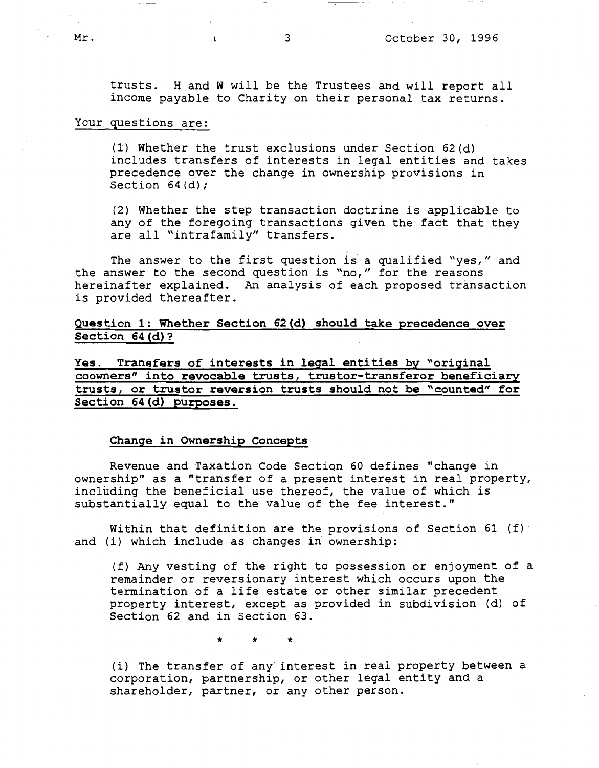trusts. H and W will be the Trustees and will report all income payable to Charity on their personal tax returns.

Your questions are:

(1) Whether the trust exclusions under Section 62(d) includes transfers of interests in legal entities and takes precedence over the change in ownership provisions in Section 64(d);

(2) Whether the step transaction doctrine is applicable to any of the foregoing transactions given the fact that they are all "intrafamily" transfers.

The answer to the first question is a qualified "yes," and the answer to the second question is "no," for the reasons hereinafter explained. An analysis of each proposed transaction is provided thereafter.

**Question 1: Whether Section 62(d) should take precedence over Section 64(d)?**

**Yes. Transfers of interests in legal entities by "original coowners" into revocable trusts, trustor-transferor beneficiary trusts, or trustor reversion trusts should not be "counted" for Section 64(d) purposes.**

**Change in Ownership Concepts**

Revenue and Taxation Code Section 60 defines "change in ownership" as a "transfer of a present interest in real property, including the beneficial use thereof, the value of which is substantially equal to the value of the fee interest."

Within that definition are the provisions of Section 61 (f) and (i) which include as changes in ownership:

> (f) Any vesting of the right to possession or enjoyment of a remainder or reversionary interest which occurs upon the termination of a life estate or other similar precedent property interest, except as provided in subdivision (d) of Section 62 and in Section 63.
>
> \* \* \*
>
> (i) The transfer of any interest in real property between a corporation, partnership, or other legal entity and a shareholder, partner, or any other person.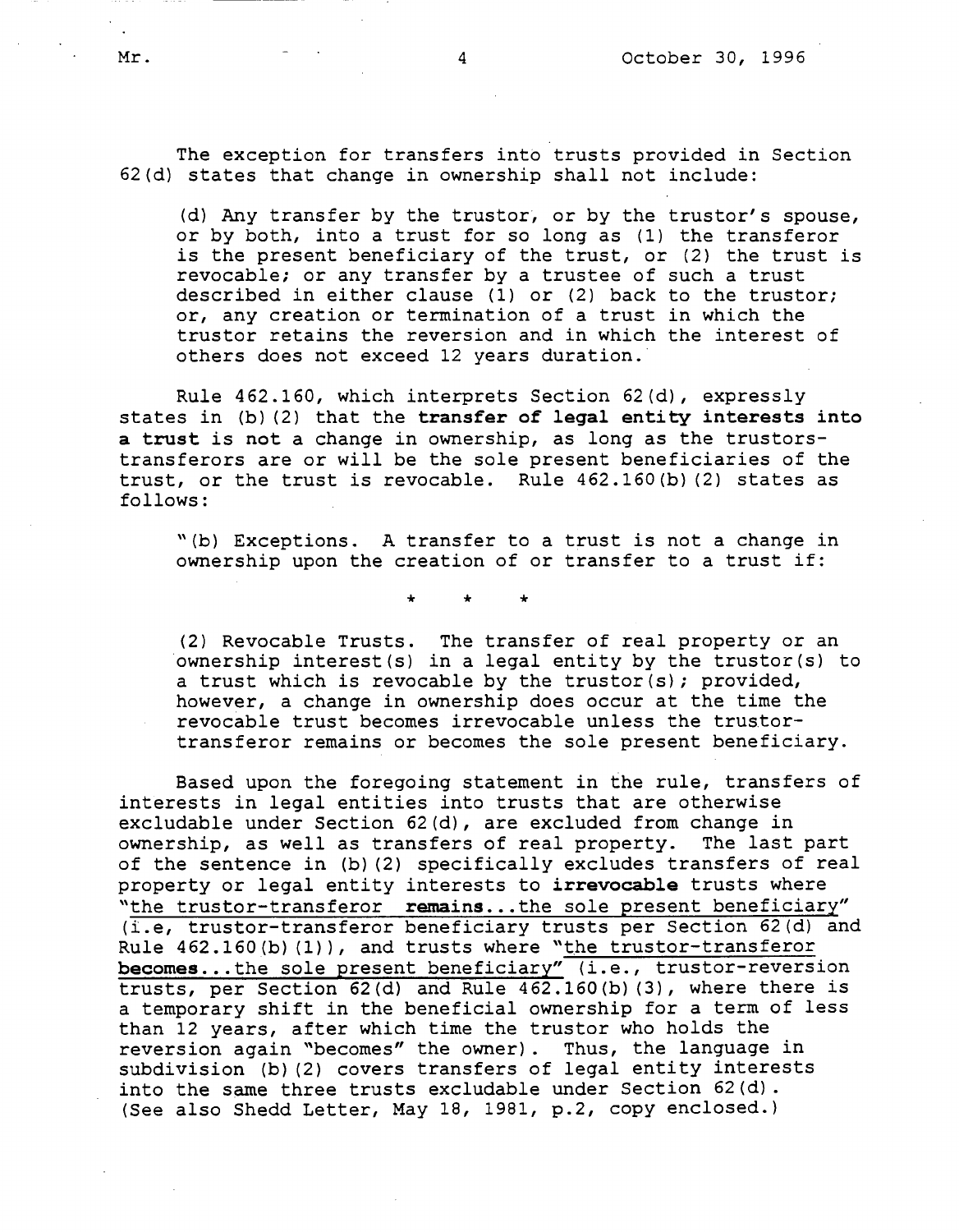The exception for transfers into trusts provided in Section 62(d) states that change in ownership shall not include:

> (d) Any transfer by the trustor, or by the trustor's spouse, or by both, into a trust for so long as (1) the transferor is the present beneficiary of the trust, or (2) the trust is revocable; or any transfer by a trustee of such a trust described in either clause (1) or (2) back to the trustor; or, any creation or termination of a trust in which the trustor retains the reversion and in which the interest of others does not exceed 12 years duration.

Rule 462.160, which interprets Section 62(d), expressly states in (b)(2) that the **transfer of legal entity interests into a trust** is not a change in ownership, as long as the trustors-transferors are or will be the sole present beneficiaries of the trust, or the trust is revocable. Rule 462.160(b)(2) states as follows:

> "(b) Exceptions. A transfer to a trust is not a change in ownership upon the creation of or transfer to a trust if:
>
> \* \* \*
>
> (2) Revocable Trusts. The transfer of real property or an ownership interest(s) in a legal entity by the trustor(s) to a trust which is revocable by the trustor(s); provided, however, a change in ownership does occur at the time the revocable trust becomes irrevocable unless the trustor-transferor remains or becomes the sole present beneficiary.

Based upon the foregoing statement in the rule, transfers of interests in legal entities into trusts that are otherwise excludable under Section 62(d), are excluded from change in ownership, as well as transfers of real property. The last part of the sentence in (b)(2) specifically excludes transfers of real property or legal entity interests to **irrevocable** trusts where <u>"the trustor-transferor **remains**...the sole present beneficiary"</u> (i.e, trustor-transferor beneficiary trusts per Section 62(d) and Rule 462.160(b)(1)), and trusts where <u>"the trustor-transferor **becomes**...the sole present beneficiary"</u> (i.e., trustor-reversion trusts, per Section 62(d) and Rule 462.160(b)(3), where there is a temporary shift in the beneficial ownership for a term of less than 12 years, after which time the trustor who holds the reversion again "becomes" the owner). Thus, the language in subdivision (b)(2) covers transfers of legal entity interests into the same three trusts excludable under Section 62(d). (See also Shedd Letter, May 18, 1981, p.2, copy enclosed.)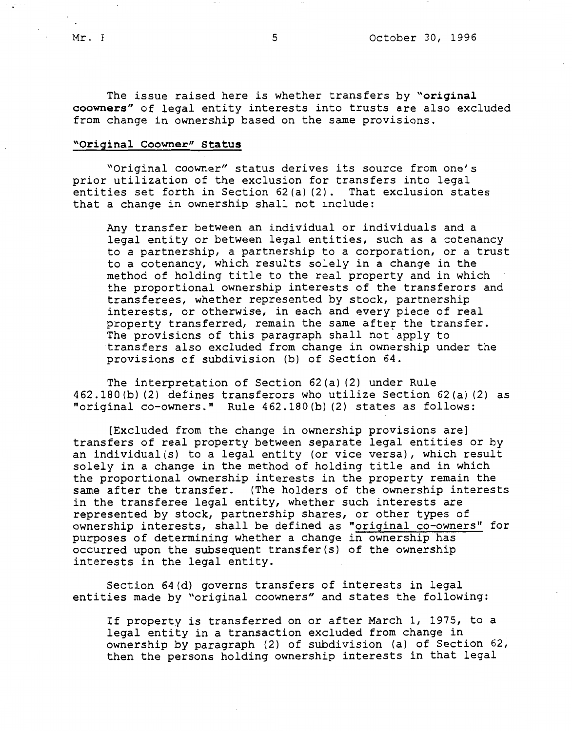The issue raised here is whether transfers by "**original coowners**" of legal entity interests into trusts are also excluded from change in ownership based on the same provisions.

**"Original Coowner" Status**

"Original coowner" status derives its source from one's prior utilization of the exclusion for transfers into legal entities set forth in Section 62(a)(2). That exclusion states that a change in ownership shall not include:

> Any transfer between an individual or individuals and a legal entity or between legal entities, such as a cotenancy to a partnership, a partnership to a corporation, or a trust to a cotenancy, which results solely in a change in the method of holding title to the real property and in which the proportional ownership interests of the transferors and transferees, whether represented by stock, partnership interests, or otherwise, in each and every piece of real property transferred, remain the same after the transfer. The provisions of this paragraph shall not apply to transfers also excluded from change in ownership under the provisions of subdivision (b) of Section 64.

The interpretation of Section 62(a)(2) under Rule 462.180(b)(2) defines transferors who utilize Section 62(a)(2) as "original co-owners." Rule 462.180(b)(2) states as follows:

> [Excluded from the change in ownership provisions are] transfers of real property between separate legal entities or by an individual(s) to a legal entity (or vice versa), which result solely in a change in the method of holding title and in which the proportional ownership interests in the property remain the same after the transfer. (The holders of the ownership interests in the transferee legal entity, whether such interests are represented by stock, partnership shares, or other types of ownership interests, shall be defined as "original co-owners" for purposes of determining whether a change in ownership has occurred upon the subsequent transfer(s) of the ownership interests in the legal entity.

Section 64(d) governs transfers of interests in legal entities made by "original coowners" and states the following:

> If property is transferred on or after March 1, 1975, to a legal entity in a transaction excluded from change in ownership by paragraph (2) of subdivision (a) of Section 62, then the persons holding ownership interests in that legal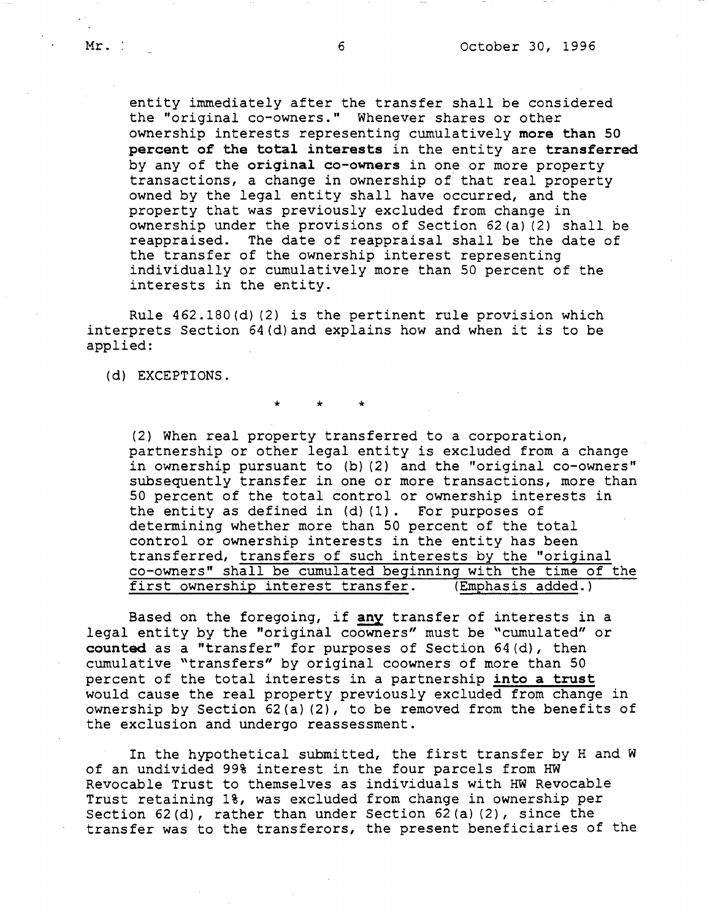entity immediately after the transfer shall be considered the "original co-owners." Whenever shares or other ownership interests representing cumulatively **more than 50 percent of the total interests** in the entity are **transferred** by any of the **original co-owners** in one or more property transactions, a change in ownership of that real property owned by the legal entity shall have occurred, and the property that was previously excluded from change in ownership under the provisions of Section 62(a)(2) shall be reappraised. The date of reappraisal shall be the date of the transfer of the ownership interest representing individually or cumulatively more than 50 percent of the interests in the entity.

Rule 462.180(d)(2) is the pertinent rule provision which interprets Section 64(d) and explains how and when it is to be applied:

(d) EXCEPTIONS.

\* \* \*

(2) When real property transferred to a corporation, partnership or other legal entity is excluded from a change in ownership pursuant to (b)(2) and the "original co-owners" subsequently transfer in one or more transactions, more than 50 percent of the total control or ownership interests in the entity as defined in (d)(1). For purposes of determining whether more than 50 percent of the total control or ownership interests in the entity has been transferred, <u>transfers of such interests by the "original co-owners" shall be cumulated beginning with the time of the first ownership interest transfer</u>. (<u>Emphasis added</u>.)

Based on the foregoing, if <u>**any**</u> transfer of interests in a legal entity by the "original coowners" must be "cumulated" or **counted** as a "transfer" for purposes of Section 64(d), then cumulative "transfers" by original coowners of more than 50 percent of the total interests in a partnership <u>**into a trust**</u> would cause the real property previously excluded from change in ownership by Section 62(a)(2), to be removed from the benefits of the exclusion and undergo reassessment.

In the hypothetical submitted, the first transfer by H and W of an undivided 99% interest in the four parcels from HW Revocable Trust to themselves as individuals with HW Revocable Trust retaining 1%, was excluded from change in ownership per Section 62(d), rather than under Section 62(a)(2), since the transfer was to the transferors, the present beneficiaries of the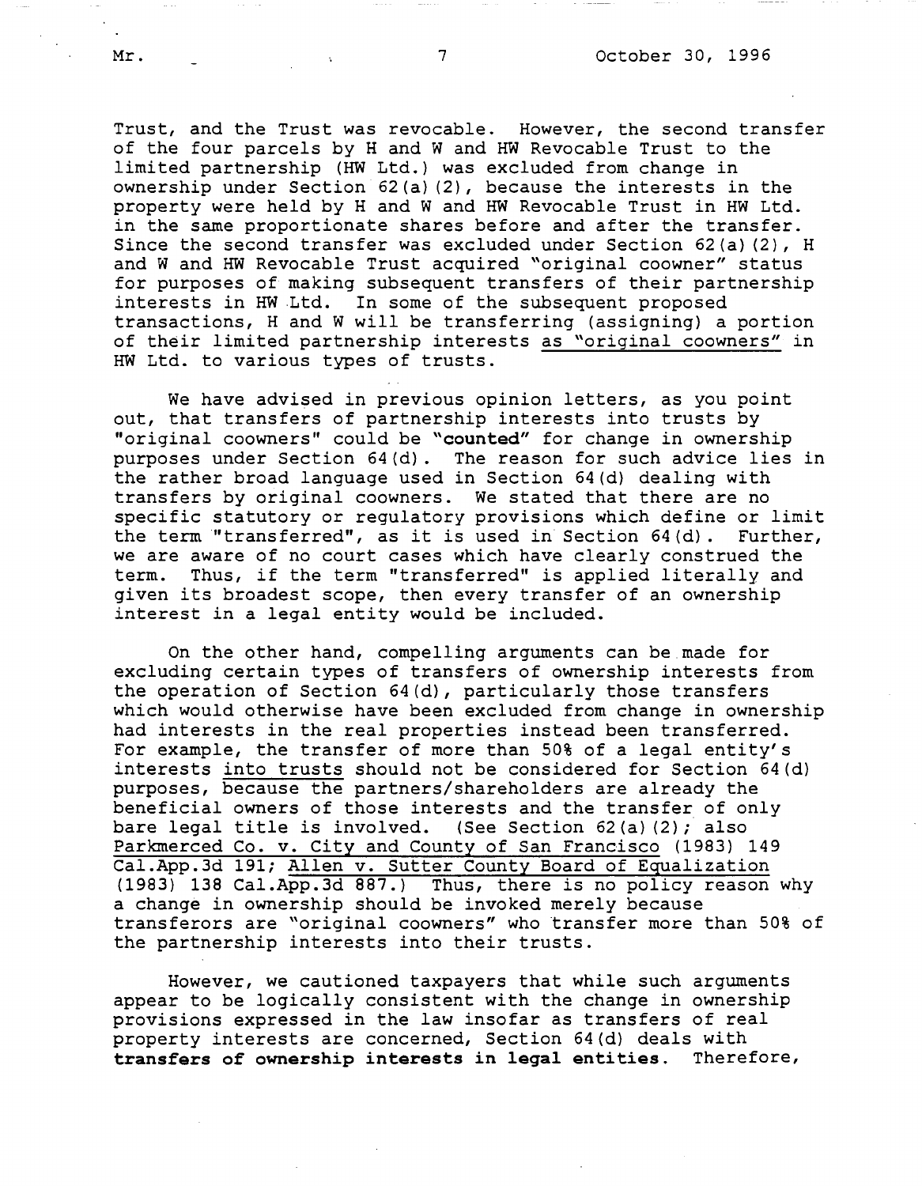Trust, and the Trust was revocable. However, the second transfer of the four parcels by H and W and HW Revocable Trust to the limited partnership (HW Ltd.) was excluded from change in ownership under Section 62(a)(2), because the interests in the property were held by H and W and HW Revocable Trust in HW Ltd. in the same proportionate shares before and after the transfer. Since the second transfer was excluded under Section 62(a)(2), H and W and HW Revocable Trust acquired "original coowner" status for purposes of making subsequent transfers of their partnership interests in HW Ltd. In some of the subsequent proposed transactions, H and W will be transferring (assigning) a portion of their limited partnership interests as "original coowners" in HW Ltd. to various types of trusts.

We have advised in previous opinion letters, as you point out, that transfers of partnership interests into trusts by "original coowners" could be **"counted"** for change in ownership purposes under Section 64(d). The reason for such advice lies in the rather broad language used in Section 64(d) dealing with transfers by original coowners. We stated that there are no specific statutory or regulatory provisions which define or limit the term "transferred", as it is used in Section 64(d). Further, we are aware of no court cases which have clearly construed the term. Thus, if the term "transferred" is applied literally and given its broadest scope, then every transfer of an ownership interest in a legal entity would be included.

On the other hand, compelling arguments can be made for excluding certain types of transfers of ownership interests from the operation of Section 64(d), particularly those transfers which would otherwise have been excluded from change in ownership had interests in the real properties instead been transferred. For example, the transfer of more than 50% of a legal entity's interests into trusts should not be considered for Section 64(d) purposes, because the partners/shareholders are already the beneficial owners of those interests and the transfer of only bare legal title is involved. (See Section 62(a)(2); also Parkmerced Co. v. City and County of San Francisco (1983) 149 Cal.App.3d 191; Allen v. Sutter County Board of Equalization (1983) 138 Cal.App.3d 887.) Thus, there is no policy reason why a change in ownership should be invoked merely because transferors are "original coowners" who transfer more than 50% of the partnership interests into their trusts.

However, we cautioned taxpayers that while such arguments appear to be logically consistent with the change in ownership provisions expressed in the law insofar as transfers of real property interests are concerned, Section 64(d) deals with **transfers of ownership interests in legal entities**. Therefore,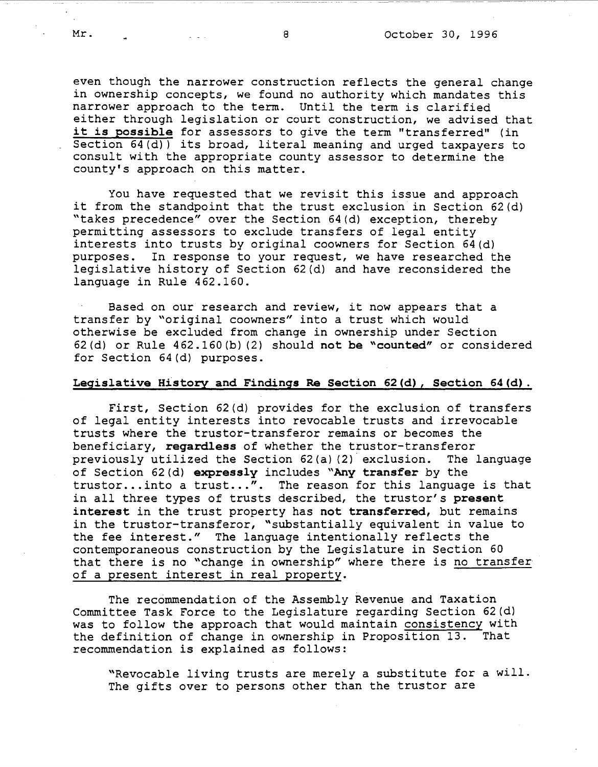even though the narrower construction reflects the general change in ownership concepts, we found no authority which mandates this narrower approach to the term. Until the term is clarified either through legislation or court construction, we advised that **it is possible** for assessors to give the term "transferred" (in Section 64(d)) its broad, literal meaning and urged taxpayers to consult with the appropriate county assessor to determine the county's approach on this matter.

You have requested that we revisit this issue and approach it from the standpoint that the trust exclusion in Section 62(d) "takes precedence" over the Section 64(d) exception, thereby permitting assessors to exclude transfers of legal entity interests into trusts by original coowners for Section 64(d) purposes. In response to your request, we have researched the legislative history of Section 62(d) and have reconsidered the language in Rule 462.160.

Based on our research and review, it now appears that a transfer by "original coowners" into a trust which would otherwise be excluded from change in ownership under Section 62(d) or Rule 462.160(b)(2) should **not be "counted"** or considered for Section 64(d) purposes.

**Legislative History and Findings Re Section 62(d), Section 64(d).**

First, Section 62(d) provides for the exclusion of transfers of legal entity interests into revocable trusts and irrevocable trusts where the trustor-transferor remains or becomes the beneficiary, **regardless** of whether the trustor-transferor previously utilized the Section 62(a)(2) exclusion. The language of Section 62(d) **expressly** includes "**Any transfer** by the trustor...into a trust...". The reason for this language is that in all three types of trusts described, the trustor's **present interest** in the trust property has **not transferred**, but remains in the trustor-transferor, "substantially equivalent in value to the fee interest." The language intentionally reflects the contemporaneous construction by the Legislature in Section 60 that there is no "change in ownership" where there is no transfer of a present interest in real property.

The recommendation of the Assembly Revenue and Taxation Committee Task Force to the Legislature regarding Section 62(d) was to follow the approach that would maintain consistency with the definition of change in ownership in Proposition 13. That recommendation is explained as follows:

> "Revocable living trusts are merely a substitute for a will. The gifts over to persons other than the trustor are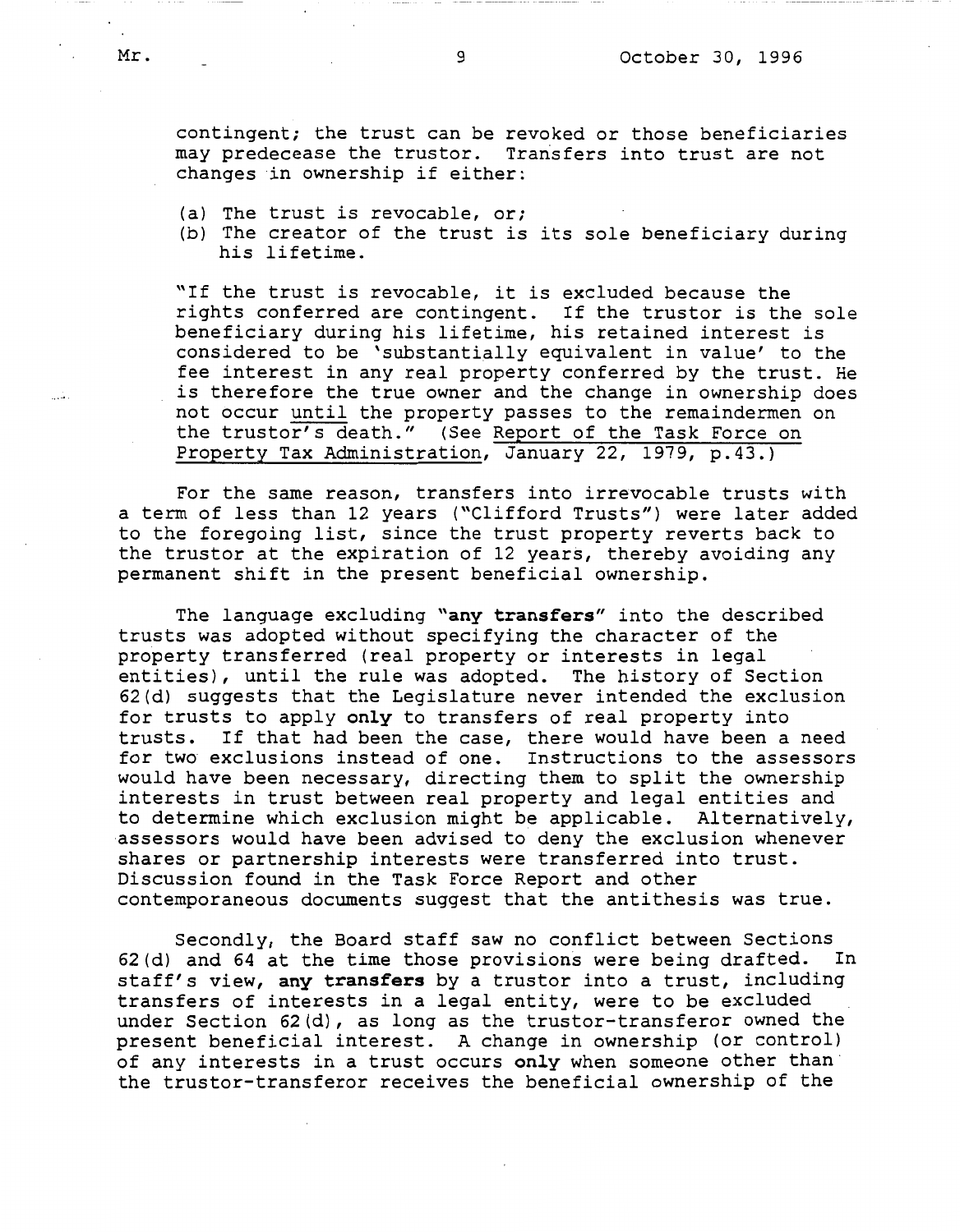contingent; the trust can be revoked or those beneficiaries may predecease the trustor. Transfers into trust are not changes in ownership if either:

(a) The trust is revocable, or;
(b) The creator of the trust is its sole beneficiary during his lifetime.

"If the trust is revocable, it is excluded because the rights conferred are contingent. If the trustor is the sole beneficiary during his lifetime, his retained interest is considered to be 'substantially equivalent in value' to the fee interest in any real property conferred by the trust. He is therefore the true owner and the change in ownership does not occur until the property passes to the remaindermen on the trustor's death." (See Report of the Task Force on Property Tax Administration, January 22, 1979, p.43.)

For the same reason, transfers into irrevocable trusts with a term of less than 12 years ("Clifford Trusts") were later added to the foregoing list, since the trust property reverts back to the trustor at the expiration of 12 years, thereby avoiding any permanent shift in the present beneficial ownership.

The language excluding **"any transfers"** into the described trusts was adopted without specifying the character of the property transferred (real property or interests in legal entities), until the rule was adopted. The history of Section 62(d) suggests that the Legislature never intended the exclusion for trusts to apply **only** to transfers of real property into trusts. If that had been the case, there would have been a need for two exclusions instead of one. Instructions to the assessors would have been necessary, directing them to split the ownership interests in trust between real property and legal entities and to determine which exclusion might be applicable. Alternatively, assessors would have been advised to deny the exclusion whenever shares or partnership interests were transferred into trust. Discussion found in the Task Force Report and other contemporaneous documents suggest that the antithesis was true.

Secondly, the Board staff saw no conflict between Sections 62(d) and 64 at the time those provisions were being drafted. In staff's view, **any transfers** by a trustor into a trust, including transfers of interests in a legal entity, were to be excluded under Section 62(d), as long as the trustor-transferor owned the present beneficial interest. A change in ownership (or control) of any interests in a trust occurs **only** when someone other than the trustor-transferor receives the beneficial ownership of the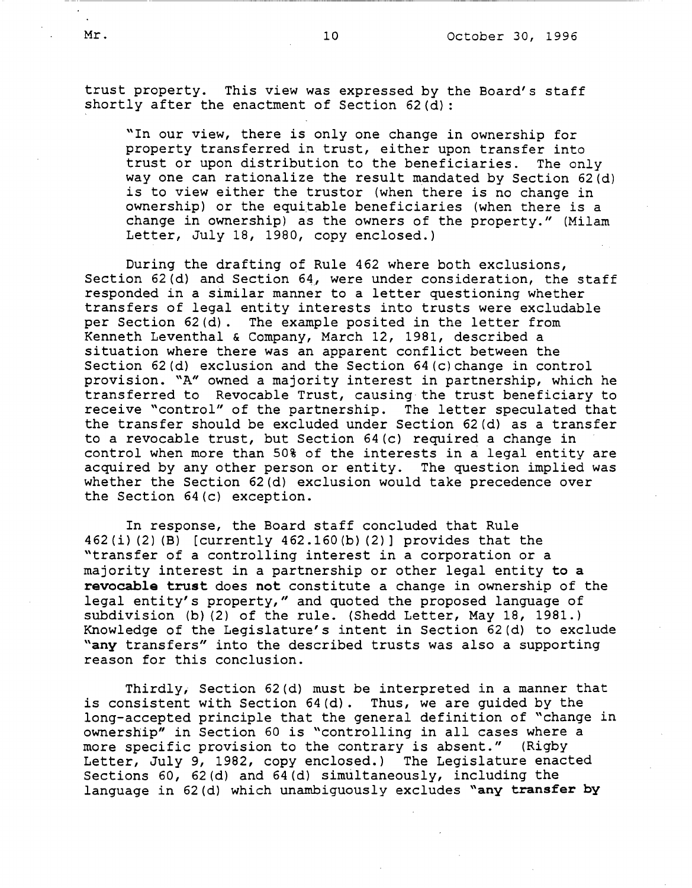trust property. This view was expressed by the Board's staff shortly after the enactment of Section 62(d):

> "In our view, there is only one change in ownership for property transferred in trust, either upon transfer into trust or upon distribution to the beneficiaries. The only way one can rationalize the result mandated by Section 62(d) is to view either the trustor (when there is no change in ownership) or the equitable beneficiaries (when there is a change in ownership) as the owners of the property." (Milam Letter, July 18, 1980, copy enclosed.)

During the drafting of Rule 462 where both exclusions, Section 62(d) and Section 64, were under consideration, the staff responded in a similar manner to a letter questioning whether transfers of legal entity interests into trusts were excludable per Section 62(d). The example posited in the letter from Kenneth Leventhal & Company, March 12, 1981, described a situation where there was an apparent conflict between the Section 62(d) exclusion and the Section 64(c) change in control provision. "A" owned a majority interest in partnership, which he transferred to Revocable Trust, causing the trust beneficiary to receive "control" of the partnership. The letter speculated that the transfer should be excluded under Section 62(d) as a transfer to a revocable trust, but Section 64(c) required a change in control when more than 50% of the interests in a legal entity are acquired by any other person or entity. The question implied was whether the Section 62(d) exclusion would take precedence over the Section 64(c) exception.

In response, the Board staff concluded that Rule 462(i)(2)(B) [currently 462.160(b)(2)] provides that the "transfer of a controlling interest in a corporation or a majority interest in a partnership or other legal entity **to a revocable trust** does **not** constitute a change in ownership of the legal entity's property," and quoted the proposed language of subdivision (b)(2) of the rule. (Shedd Letter, May 18, 1981.) Knowledge of the Legislature's intent in Section 62(d) to exclude "**any** transfers" into the described trusts was also a supporting reason for this conclusion.

Thirdly, Section 62(d) must be interpreted in a manner that is consistent with Section 64(d). Thus, we are guided by the long-accepted principle that the general definition of "change in ownership" in Section 60 is "controlling in all cases where a more specific provision to the contrary is absent." (Rigby Letter, July 9, 1982, copy enclosed.) The Legislature enacted Sections 60, 62(d) and 64(d) simultaneously, including the language in 62(d) which unambiguously excludes "**any transfer by**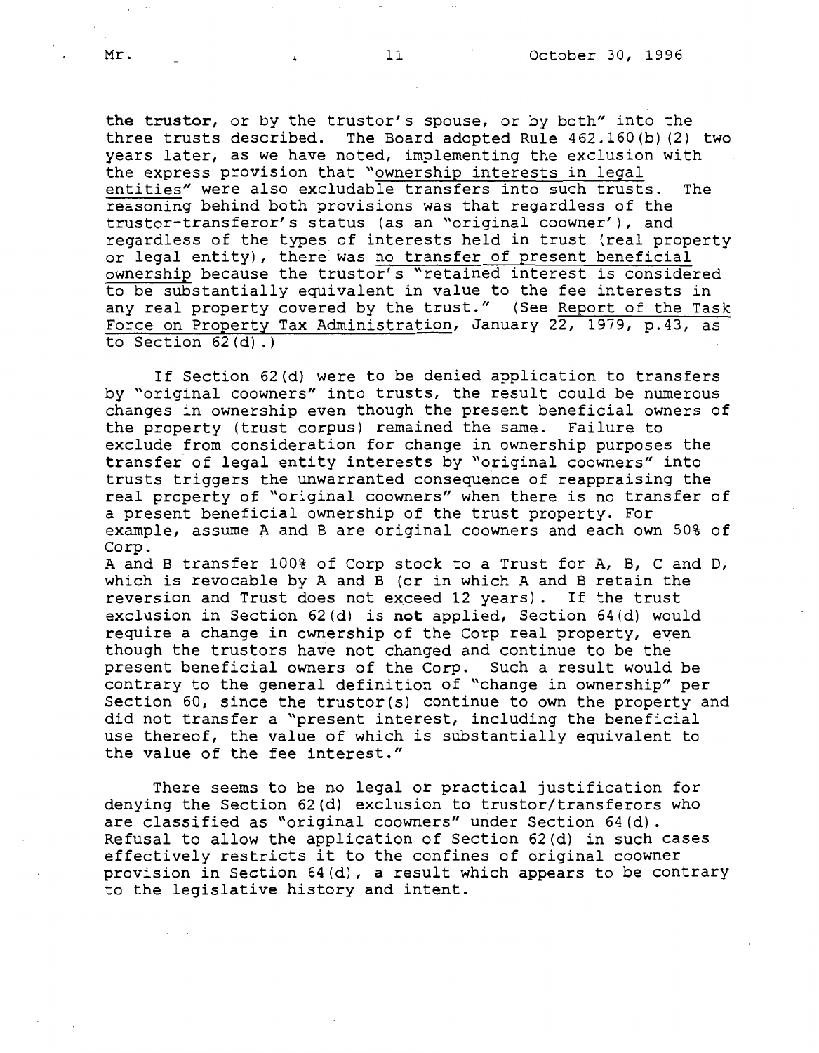**the trustor**, or by the trustor's spouse, or by both" into the three trusts described. The Board adopted Rule 462.160(b)(2) two years later, as we have noted, implementing the exclusion with the express provision that "ownership interests in legal entities" were also excludable transfers into such trusts. The reasoning behind both provisions was that regardless of the trustor-transferor's status (as an "original coowner'), and regardless of the types of interests held in trust (real property or legal entity), there was no transfer of present beneficial ownership because the trustor's "retained interest is considered to be substantially equivalent in value to the fee interests in any real property covered by the trust." (See Report of the Task Force on Property Tax Administration, January 22, 1979, p.43, as to Section 62(d).)

If Section 62(d) were to be denied application to transfers by "original coowners" into trusts, the result could be numerous changes in ownership even though the present beneficial owners of the property (trust corpus) remained the same. Failure to exclude from consideration for change in ownership purposes the transfer of legal entity interests by "original coowners" into trusts triggers the unwarranted consequence of reappraising the real property of "original coowners" when there is no transfer of a present beneficial ownership of the trust property. For example, assume A and B are original coowners and each own 50% of Corp.
A and B transfer 100% of Corp stock to a Trust for A, B, C and D, which is revocable by A and B (or in which A and B retain the reversion and Trust does not exceed 12 years). If the trust exclusion in Section 62(d) is **not** applied, Section 64(d) would require a change in ownership of the Corp real property, even though the trustors have not changed and continue to be the present beneficial owners of the Corp. Such a result would be contrary to the general definition of "change in ownership" per Section 60, since the trustor(s) continue to own the property and did not transfer a "present interest, including the beneficial use thereof, the value of which is substantially equivalent to the value of the fee interest."

There seems to be no legal or practical justification for denying the Section 62(d) exclusion to trustor/transferors who are classified as "original coowners" under Section 64(d). Refusal to allow the application of Section 62(d) in such cases effectively restricts it to the confines of original coowner provision in Section 64(d), a result which appears to be contrary to the legislative history and intent.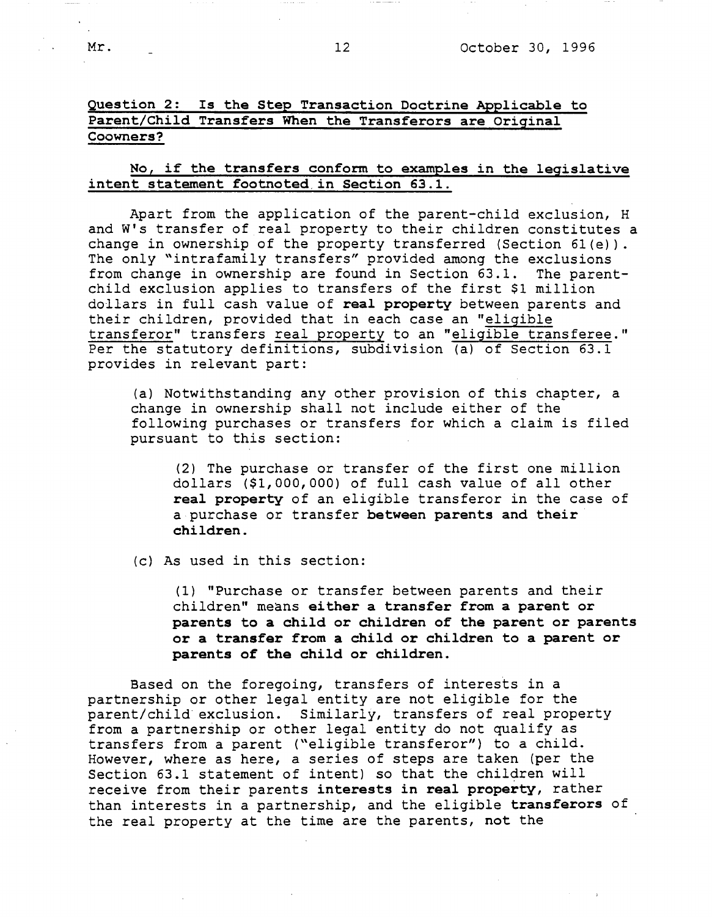<u>Question 2: Is the Step Transaction Doctrine Applicable to Parent/Child Transfers When the Transferors are Original Coowners?</u>

<u>No, if the transfers conform to examples in the legislative intent statement footnoted in Section 63.1.</u>

Apart from the application of the parent-child exclusion, H and W's transfer of real property to their children constitutes a change in ownership of the property transferred (Section 61(e)). The only "intrafamily transfers" provided among the exclusions from change in ownership are found in Section 63.1. The parent-child exclusion applies to transfers of the first $1 million dollars in full cash value of **real property** between parents and their children, provided that in each case an "<u>eligible transferor</u>" transfers <u>real property</u> to an "<u>eligible transferee</u>." Per the statutory definitions, subdivision (a) of Section 63.1 provides in relevant part:

> (a) Notwithstanding any other provision of this chapter, a change in ownership shall not include either of the following purchases or transfers for which a claim is filed pursuant to this section:
>
> > (2) The purchase or transfer of the first one million dollars ($1,000,000) of full cash value of all other **real property** of an eligible transferor in the case of a purchase or transfer **between parents and their children.**
>
> (c) As used in this section:
>
> > (1) "Purchase or transfer between parents and their children" means **either a transfer from a parent or parents to a child or children of the parent or parents or a transfer from a child or children to a parent or parents of the child or children.**

Based on the foregoing, transfers of interests in a partnership or other legal entity are not eligible for the parent/child exclusion. Similarly, transfers of real property from a partnership or other legal entity do not qualify as transfers from a parent ("eligible transferor") to a child. However, where as here, a series of steps are taken (per the Section 63.1 statement of intent) so that the children will receive from their parents **interests in real property**, rather than interests in a partnership, and the eligible **transferors** of the real property at the time are the parents, **not** the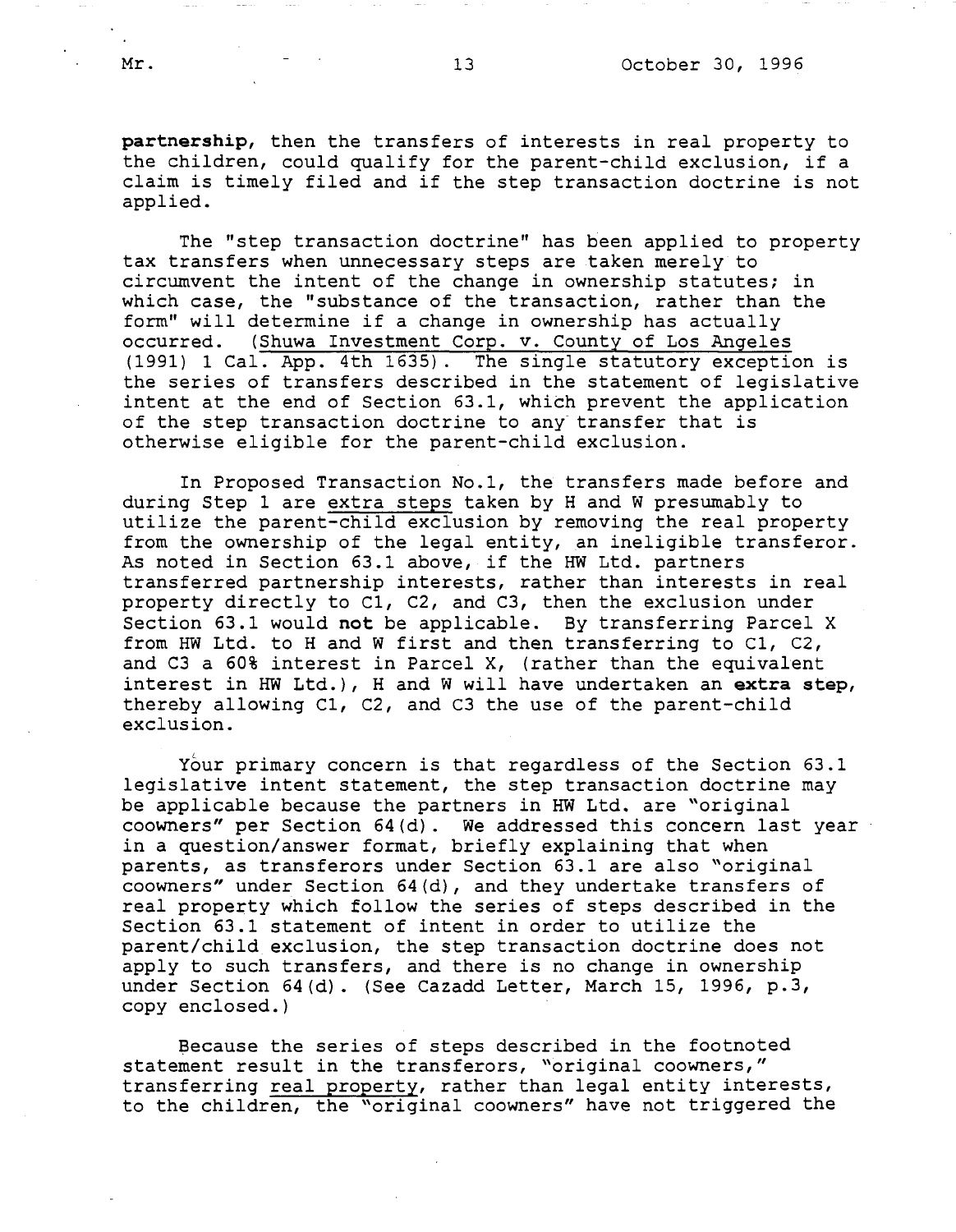**partnership**, then the transfers of interests in real property to the children, could qualify for the parent-child exclusion, if a claim is timely filed and if the step transaction doctrine is not applied.

The "step transaction doctrine" has been applied to property tax transfers when unnecessary steps are taken merely to circumvent the intent of the change in ownership statutes; in which case, the "substance of the transaction, rather than the form" will determine if a change in ownership has actually occurred. (Shuwa Investment Corp. v. County of Los Angeles (1991) 1 Cal. App. 4th 1635). The single statutory exception is the series of transfers described in the statement of legislative intent at the end of Section 63.1, which prevent the application of the step transaction doctrine to any transfer that is otherwise eligible for the parent-child exclusion.

In Proposed Transaction No.1, the transfers made before and during Step 1 are extra steps taken by H and W presumably to utilize the parent-child exclusion by removing the real property from the ownership of the legal entity, an ineligible transferor. As noted in Section 63.1 above, if the HW Ltd. partners transferred partnership interests, rather than interests in real property directly to C1, C2, and C3, then the exclusion under Section 63.1 would **not** be applicable. By transferring Parcel X from HW Ltd. to H and W first and then transferring to C1, C2, and C3 a 60% interest in Parcel X, (rather than the equivalent interest in HW Ltd.), H and W will have undertaken an **extra step**, thereby allowing C1, C2, and C3 the use of the parent-child exclusion.

Your primary concern is that regardless of the Section 63.1 legislative intent statement, the step transaction doctrine may be applicable because the partners in HW Ltd. are "original coowners" per Section 64(d). We addressed this concern last year in a question/answer format, briefly explaining that when parents, as transferors under Section 63.1 are also "original coowners" under Section 64(d), and they undertake transfers of real property which follow the series of steps described in the Section 63.1 statement of intent in order to utilize the parent/child exclusion, the step transaction doctrine does not apply to such transfers, and there is no change in ownership under Section 64(d). (See Cazadd Letter, March 15, 1996, p.3, copy enclosed.)

Because the series of steps described in the footnoted statement result in the transferors, "original coowners," transferring real property, rather than legal entity interests, to the children, the "original coowners" have not triggered the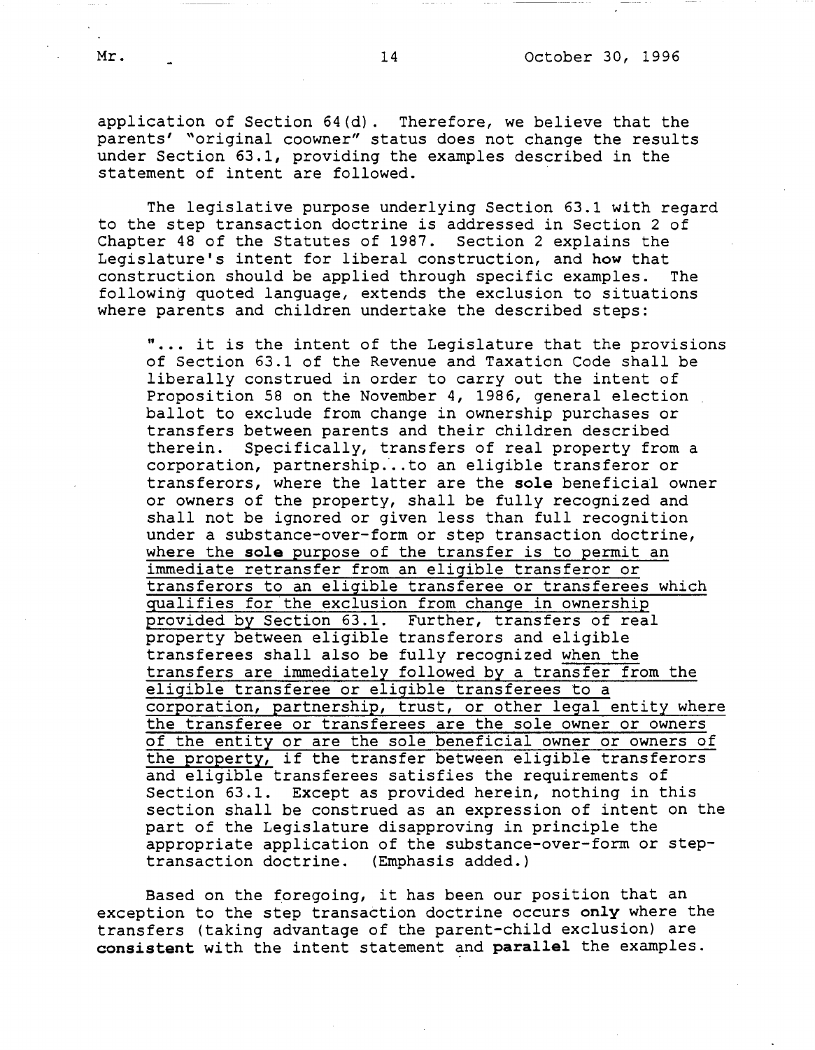application of Section 64(d). Therefore, we believe that the parents' "original coowner" status does not change the results under Section 63.1, providing the examples described in the statement of intent are followed.

The legislative purpose underlying Section 63.1 with regard to the step transaction doctrine is addressed in Section 2 of Chapter 48 of the Statutes of 1987. Section 2 explains the Legislature's intent for liberal construction, and **how** that construction should be applied through specific examples. The following quoted language, extends the exclusion to situations where parents and children undertake the described steps:

> "... it is the intent of the Legislature that the provisions of Section 63.1 of the Revenue and Taxation Code shall be liberally construed in order to carry out the intent of Proposition 58 on the November 4, 1986, general election ballot to exclude from change in ownership purchases or transfers between parents and their children described therein. Specifically, transfers of real property from a corporation, partnership...to an eligible transferor or transferors, where the latter are the **sole** beneficial owner or owners of the property, shall be fully recognized and shall not be ignored or given less than full recognition under a substance-over-form or step transaction doctrine, <u>where the **sole** purpose of the transfer is to permit an immediate retransfer from an eligible transferor or transferors to an eligible transferee or transferees which qualifies for the exclusion from change in ownership provided by Section 63.1</u>. Further, transfers of real property between eligible transferors and eligible transferees shall also be fully recognized <u>when the transfers are immediately followed by a transfer from the eligible transferee or eligible transferees to a corporation, partnership, trust, or other legal entity where the transferee or transferees are the sole owner or owners of the entity or are the sole beneficial owner or owners of the property,</u> if the transfer between eligible transferors and eligible transferees satisfies the requirements of Section 63.1. Except as provided herein, nothing in this section shall be construed as an expression of intent on the part of the Legislature disapproving in principle the appropriate application of the substance-over-form or step-transaction doctrine. (Emphasis added.)

Based on the foregoing, it has been our position that an exception to the step transaction doctrine occurs **only** where the transfers (taking advantage of the parent-child exclusion) are **consistent** with the intent statement and **parallel** the examples.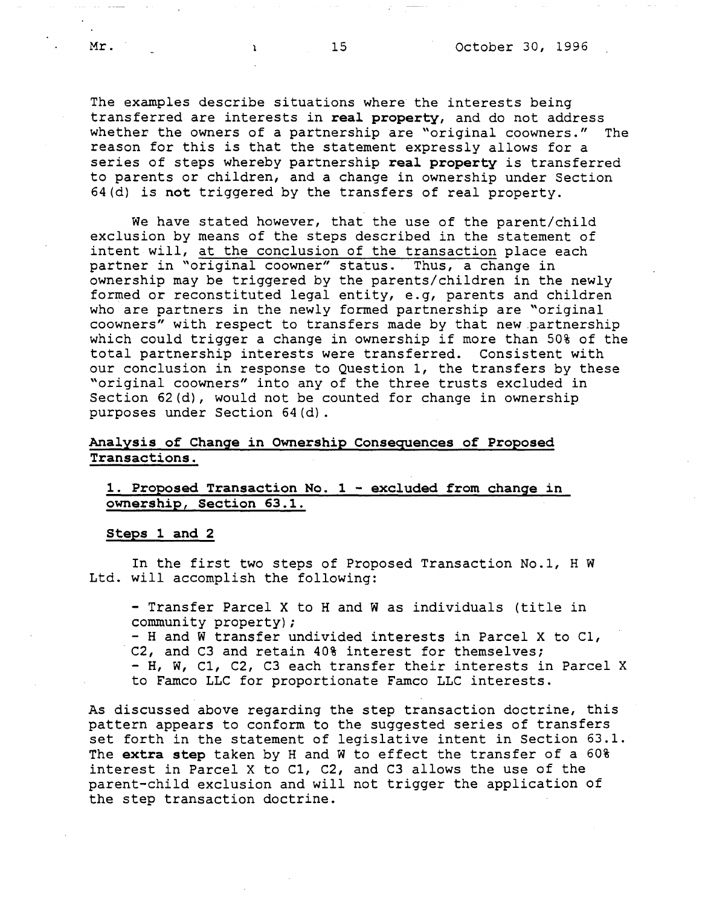The examples describe situations where the interests being transferred are interests in **real property**, and do not address whether the owners of a partnership are "original coowners." The reason for this is that the statement expressly allows for a series of steps whereby partnership **real property** is transferred to parents or children, and a change in ownership under Section 64(d) is **not** triggered by the transfers of real property.

We have stated however, that the use of the parent/child exclusion by means of the steps described in the statement of intent will, at the conclusion of the transaction place each partner in "original coowner" status. Thus, a change in ownership may be triggered by the parents/children in the newly formed or reconstituted legal entity, e.g, parents and children who are partners in the newly formed partnership are "original coowners" with respect to transfers made by that new partnership which could trigger a change in ownership if more than 50% of the total partnership interests were transferred. Consistent with our conclusion in response to Question 1, the transfers by these "original coowners" into any of the three trusts excluded in Section 62(d), would not be counted for change in ownership purposes under Section 64(d).

**Analysis of Change in Ownership Consequences of Proposed Transactions.**

**1. Proposed Transaction No. 1 - excluded from change in ownership, Section 63.1.**

**Steps 1 and 2**

In the first two steps of Proposed Transaction No.1, H W Ltd. will accomplish the following:

- Transfer Parcel X to H and W as individuals (title in community property);
- H and W transfer undivided interests in Parcel X to C1, C2, and C3 and retain 40% interest for themselves;
- H, W, C1, C2, C3 each transfer their interests in Parcel X to Famco LLC for proportionate Famco LLC interests.

As discussed above regarding the step transaction doctrine, this pattern appears to conform to the suggested series of transfers set forth in the statement of legislative intent in Section 63.1. The **extra step** taken by H and W to effect the transfer of a 60% interest in Parcel X to C1, C2, and C3 allows the use of the parent-child exclusion and will not trigger the application of the step transaction doctrine.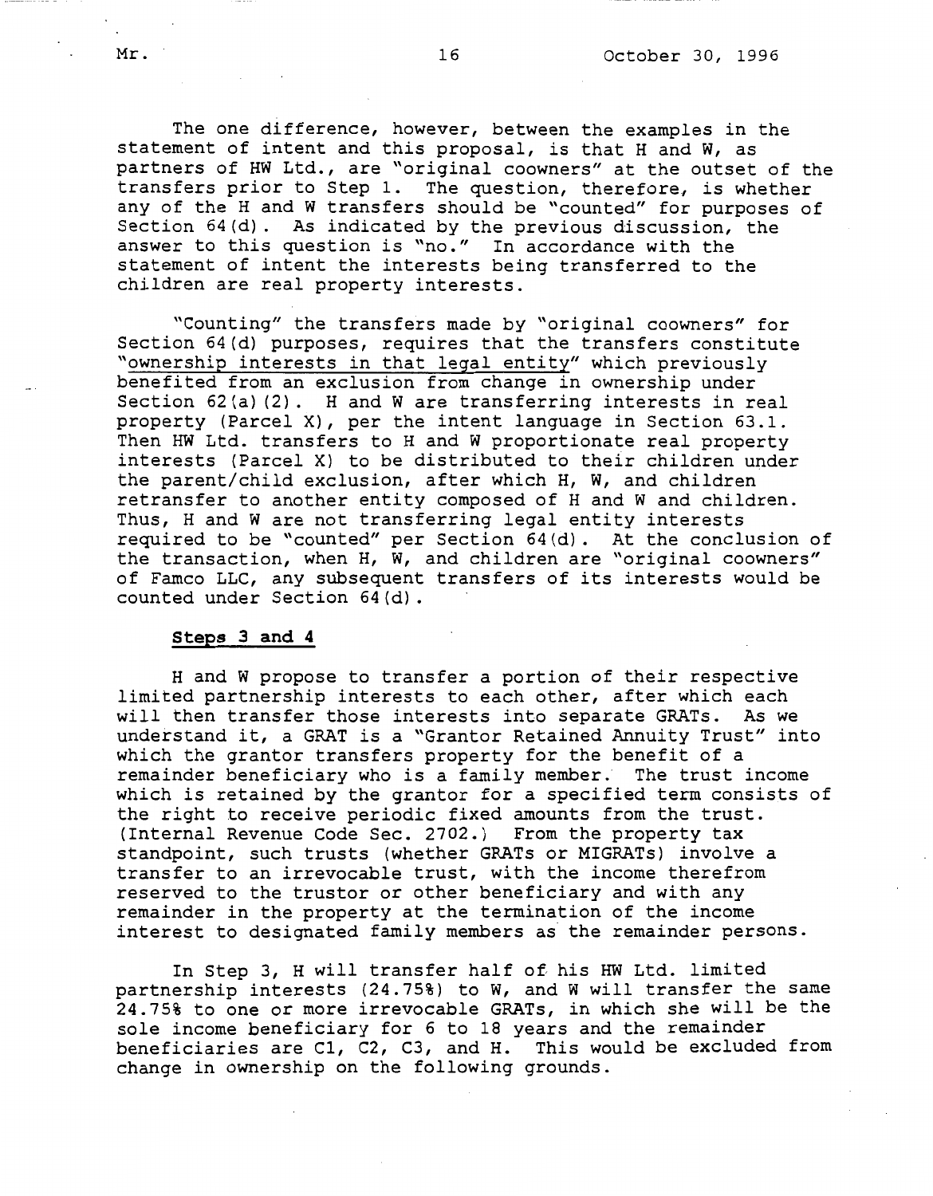The one difference, however, between the examples in the statement of intent and this proposal, is that H and W, as partners of HW Ltd., are "original coowners" at the outset of the transfers prior to Step 1. The question, therefore, is whether any of the H and W transfers should be "counted" for purposes of Section 64(d). As indicated by the previous discussion, the answer to this question is "no." In accordance with the statement of intent the interests being transferred to the children are real property interests.

"Counting" the transfers made by "original coowners" for Section 64(d) purposes, requires that the transfers constitute "ownership interests in that legal entity" which previously benefited from an exclusion from change in ownership under Section 62(a)(2). H and W are transferring interests in real property (Parcel X), per the intent language in Section 63.1. Then HW Ltd. transfers to H and W proportionate real property interests (Parcel X) to be distributed to their children under the parent/child exclusion, after which H, W, and children retransfer to another entity composed of H and W and children. Thus, H and W are not transferring legal entity interests required to be "counted" per Section 64(d). At the conclusion of the transaction, when H, W, and children are "original coowners" of Famco LLC, any subsequent transfers of its interests would be counted under Section 64(d).

**Steps 3 and 4**

H and W propose to transfer a portion of their respective limited partnership interests to each other, after which each will then transfer those interests into separate GRATs. As we understand it, a GRAT is a "Grantor Retained Annuity Trust" into which the grantor transfers property for the benefit of a remainder beneficiary who is a family member. The trust income which is retained by the grantor for a specified term consists of the right to receive periodic fixed amounts from the trust. (Internal Revenue Code Sec. 2702.) From the property tax standpoint, such trusts (whether GRATs or MIGRATs) involve a transfer to an irrevocable trust, with the income therefrom reserved to the trustor or other beneficiary and with any remainder in the property at the termination of the income interest to designated family members as the remainder persons.

In Step 3, H will transfer half of his HW Ltd. limited partnership interests (24.75%) to W, and W will transfer the same 24.75% to one or more irrevocable GRATs, in which she will be the sole income beneficiary for 6 to 18 years and the remainder beneficiaries are C1, C2, C3, and H. This would be excluded from change in ownership on the following grounds.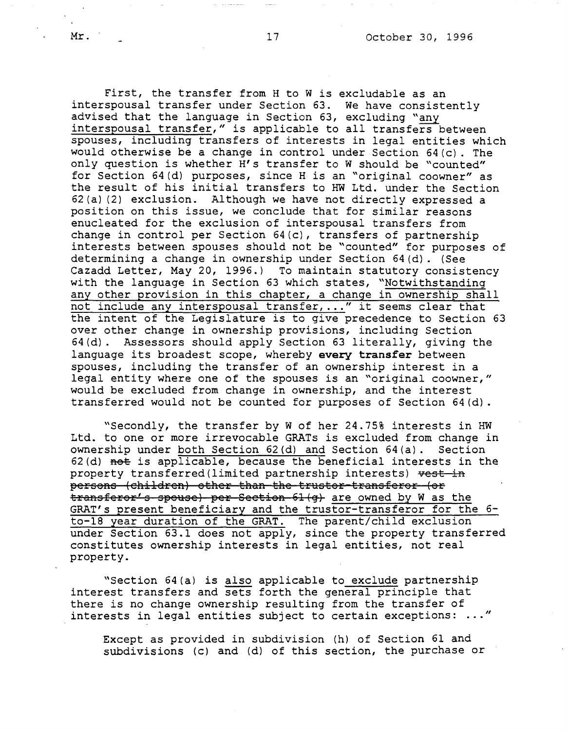First, the transfer from H to W is excludable as an interspousal transfer under Section 63. We have consistently advised that the language in Section 63, excluding "any interspousal transfer," is applicable to all transfers between spouses, including transfers of interests in legal entities which would otherwise be a change in control under Section 64(c). The only question is whether H's transfer to W should be "counted" for Section 64(d) purposes, since H is an "original coowner" as the result of his initial transfers to HW Ltd. under the Section 62(a)(2) exclusion. Although we have not directly expressed a position on this issue, we conclude that for similar reasons enucleated for the exclusion of interspousal transfers from change in control per Section 64(c), transfers of partnership interests between spouses should not be "counted" for purposes of determining a change in ownership under Section 64(d). (See Cazadd Letter, May 20, 1996.) To maintain statutory consistency with the language in Section 63 which states, "Notwithstanding any other provision in this chapter, a change in ownership shall not include any interspousal transfer,..." it seems clear that the intent of the Legislature is to give precedence to Section 63 over other change in ownership provisions, including Section 64(d). Assessors should apply Section 63 literally, giving the language its broadest scope, whereby **every transfer** between spouses, including the transfer of an ownership interest in a legal entity where one of the spouses is an "original coowner," would be excluded from change in ownership, and the interest transferred would not be counted for purposes of Section 64(d).

"Secondly, the transfer by W of her 24.75% interests in HW Ltd. to one or more irrevocable GRATs is excluded from change in ownership under both Section 62(d) and Section 64(a). Section 62(d) ~~not~~ is applicable, because the beneficial interests in the property transferred(limited partnership interests) ~~vest in persons (children) other than the trustor-transferor (or transferor's spouse) per Section 61(g)~~ are owned by W as the GRAT's present beneficiary and the trustor-transferor for the 6-to-18 year duration of the GRAT. The parent/child exclusion under Section 63.1 does not apply, since the property transferred constitutes ownership interests in legal entities, not real property.

"Section 64(a) is also applicable to exclude partnership interest transfers and sets forth the general principle that there is no change ownership resulting from the transfer of interests in legal entities subject to certain exceptions: ..."

> Except as provided in subdivision (h) of Section 61 and subdivisions (c) and (d) of this section, the purchase or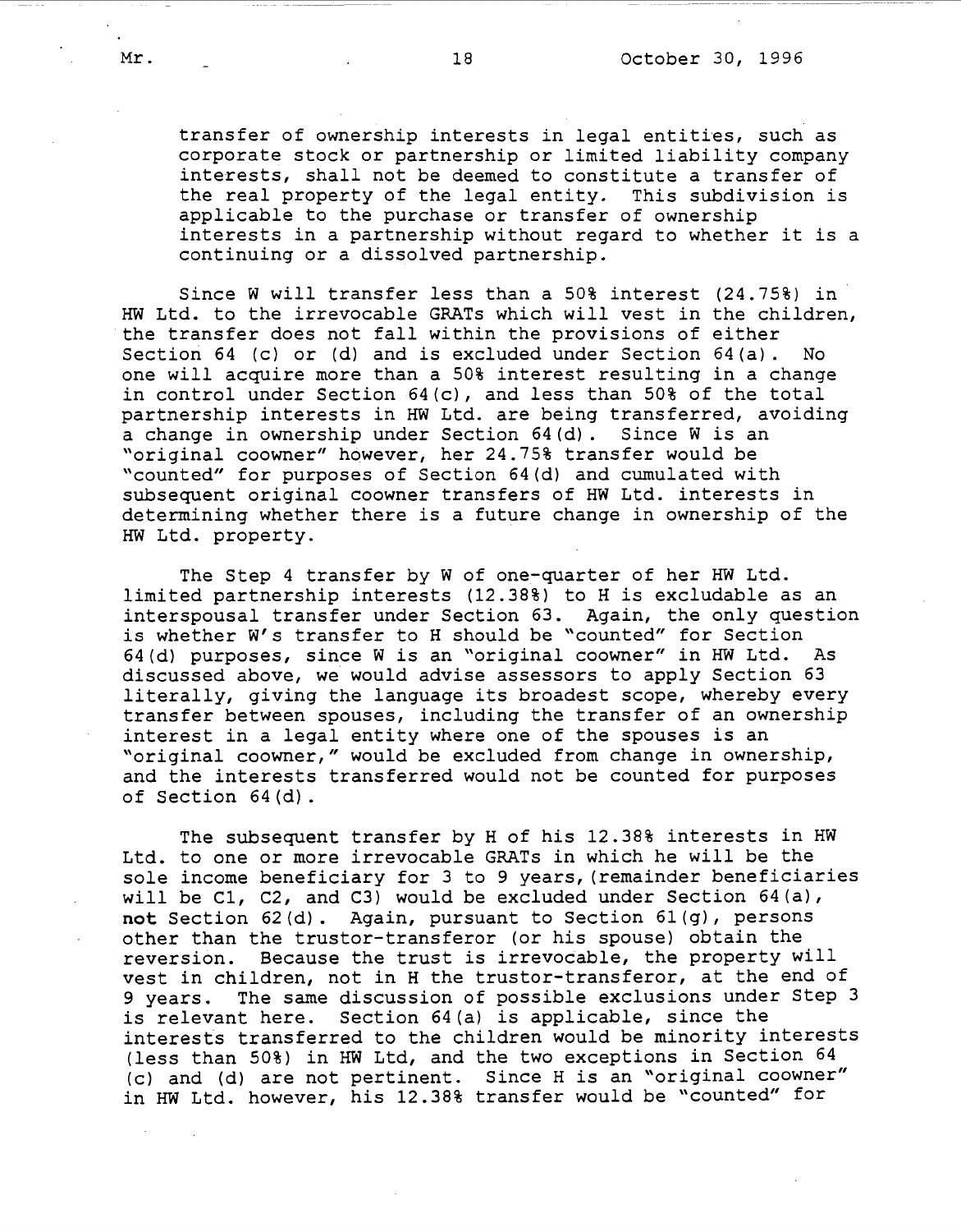transfer of ownership interests in legal entities, such as corporate stock or partnership or limited liability company interests, shall not be deemed to constitute a transfer of the real property of the legal entity. This subdivision is applicable to the purchase or transfer of ownership interests in a partnership without regard to whether it is a continuing or a dissolved partnership.

Since W will transfer less than a 50% interest (24.75%) in HW Ltd. to the irrevocable GRATs which will vest in the children, the transfer does not fall within the provisions of either Section 64 (c) or (d) and is excluded under Section 64(a). No one will acquire more than a 50% interest resulting in a change in control under Section 64(c), and less than 50% of the total partnership interests in HW Ltd. are being transferred, avoiding a change in ownership under Section 64(d). Since W is an "original coowner" however, her 24.75% transfer would be "counted" for purposes of Section 64(d) and cumulated with subsequent original coowner transfers of HW Ltd. interests in determining whether there is a future change in ownership of the HW Ltd. property.

The Step 4 transfer by W of one-quarter of her HW Ltd. limited partnership interests (12.38%) to H is excludable as an interspousal transfer under Section 63. Again, the only question is whether W's transfer to H should be "counted" for Section 64(d) purposes, since W is an "original coowner" in HW Ltd. As discussed above, we would advise assessors to apply Section 63 literally, giving the language its broadest scope, whereby every transfer between spouses, including the transfer of an ownership interest in a legal entity where one of the spouses is an "original coowner," would be excluded from change in ownership, and the interests transferred would not be counted for purposes of Section 64(d).

The subsequent transfer by H of his 12.38% interests in HW Ltd. to one or more irrevocable GRATs in which he will be the sole income beneficiary for 3 to 9 years,(remainder beneficiaries will be C1, C2, and C3) would be excluded under Section 64(a), **not** Section 62(d). Again, pursuant to Section 61(g), persons other than the trustor-transferor (or his spouse) obtain the reversion. Because the trust is irrevocable, the property will vest in children, not in H the trustor-transferor, at the end of 9 years. The same discussion of possible exclusions under Step 3 is relevant here. Section 64(a) is applicable, since the interests transferred to the children would be minority interests (less than 50%) in HW Ltd, and the two exceptions in Section 64 (c) and (d) are not pertinent. Since H is an "original coowner" in HW Ltd. however, his 12.38% transfer would be "counted" for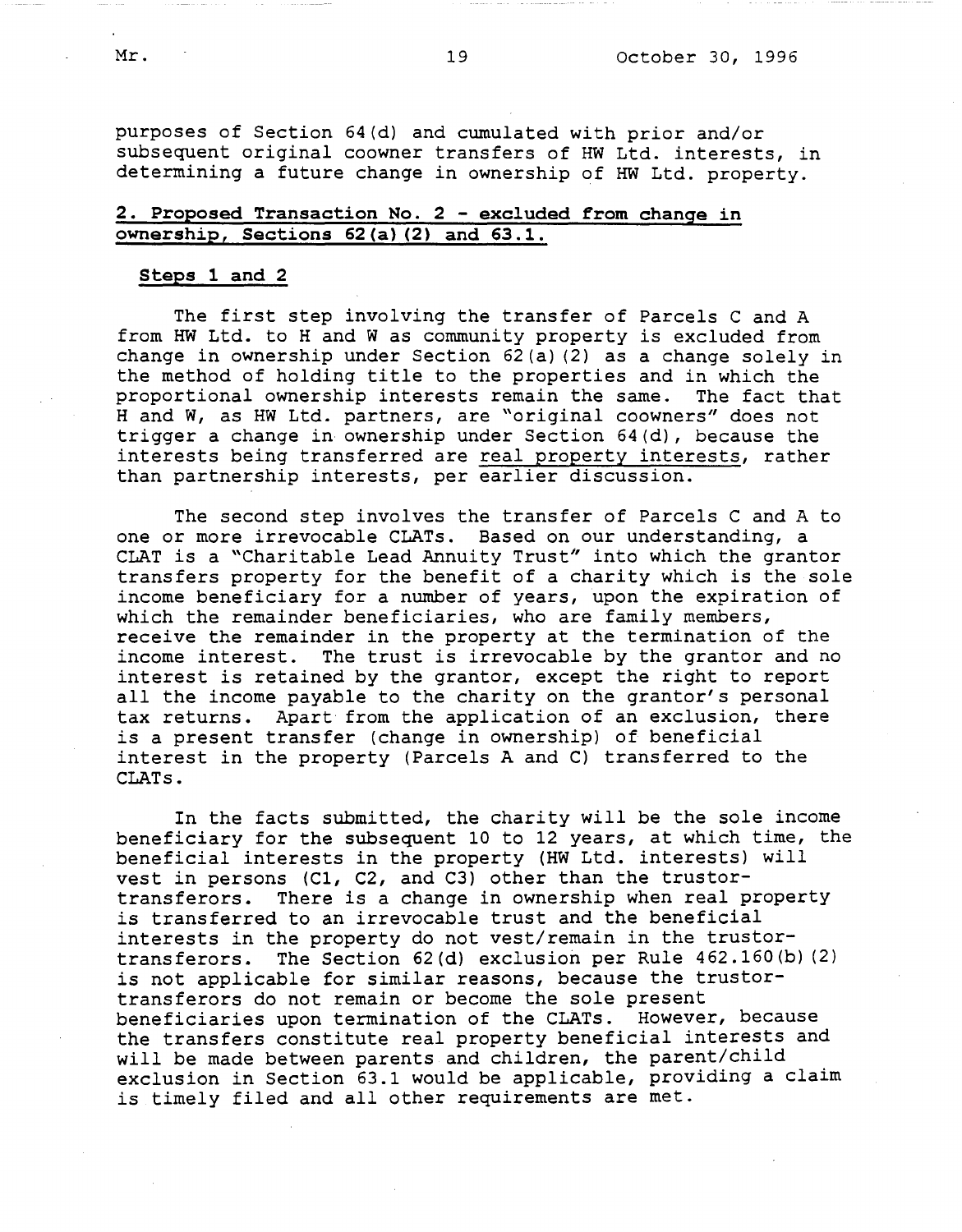purposes of Section 64(d) and cumulated with prior and/or subsequent original coowner transfers of HW Ltd. interests, in determining a future change in ownership of HW Ltd. property.

## 2. Proposed Transaction No. 2 - excluded from change in ownership, Sections 62(a)(2) and 63.1.

### Steps 1 and 2

The first step involving the transfer of Parcels C and A from HW Ltd. to H and W as community property is excluded from change in ownership under Section 62(a)(2) as a change solely in the method of holding title to the properties and in which the proportional ownership interests remain the same. The fact that H and W, as HW Ltd. partners, are "original coowners" does not trigger a change in ownership under Section 64(d), because the interests being transferred are <u>real property interests</u>, rather than partnership interests, per earlier discussion.

The second step involves the transfer of Parcels C and A to one or more irrevocable CLATs. Based on our understanding, a CLAT is a "Charitable Lead Annuity Trust" into which the grantor transfers property for the benefit of a charity which is the sole income beneficiary for a number of years, upon the expiration of which the remainder beneficiaries, who are family members, receive the remainder in the property at the termination of the income interest. The trust is irrevocable by the grantor and no interest is retained by the grantor, except the right to report all the income payable to the charity on the grantor's personal tax returns. Apart from the application of an exclusion, there is a present transfer (change in ownership) of beneficial interest in the property (Parcels A and C) transferred to the CLATs.

In the facts submitted, the charity will be the sole income beneficiary for the subsequent 10 to 12 years, at which time, the beneficial interests in the property (HW Ltd. interests) will vest in persons (C1, C2, and C3) other than the trustor-transferors. There is a change in ownership when real property is transferred to an irrevocable trust and the beneficial interests in the property do not vest/remain in the trustor-transferors. The Section 62(d) exclusion per Rule 462.160(b)(2) is not applicable for similar reasons, because the trustor-transferors do not remain or become the sole present beneficiaries upon termination of the CLATs. However, because the transfers constitute real property beneficial interests and will be made between parents and children, the parent/child exclusion in Section 63.1 would be applicable, providing a claim is timely filed and all other requirements are met.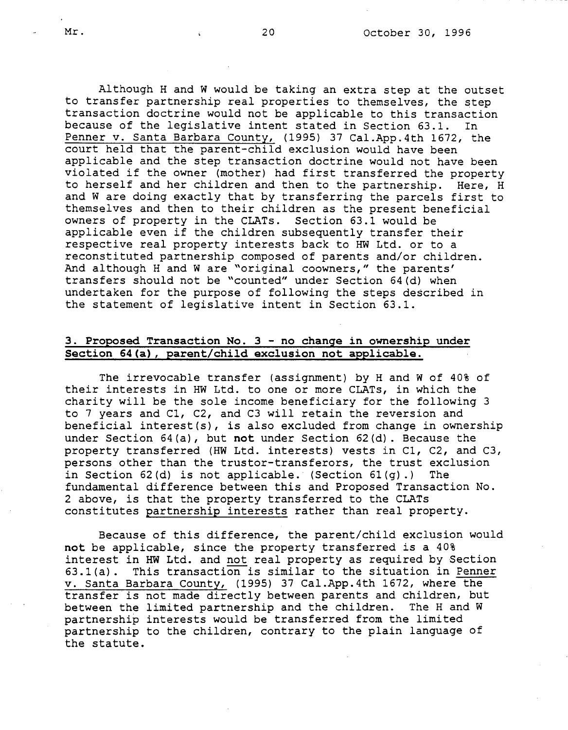Although H and W would be taking an extra step at the outset to transfer partnership real properties to themselves, the step transaction doctrine would not be applicable to this transaction because of the legislative intent stated in Section 63.1. In Penner v. Santa Barbara County, (1995) 37 Cal.App.4th 1672, the court held that the parent-child exclusion would have been applicable and the step transaction doctrine would not have been violated if the owner (mother) had first transferred the property to herself and her children and then to the partnership. Here, H and W are doing exactly that by transferring the parcels first to themselves and then to their children as the present beneficial owners of property in the CLATs. Section 63.1 would be applicable even if the children subsequently transfer their respective real property interests back to HW Ltd. or to a reconstituted partnership composed of parents and/or children. And although H and W are "original coowners," the parents' transfers should not be "counted" under Section 64(d) when undertaken for the purpose of following the steps described in the statement of legislative intent in Section 63.1.

### 3. Proposed Transaction No. 3 - no change in ownership under Section 64(a), parent/child exclusion not applicable.

The irrevocable transfer (assignment) by H and W of 40% of their interests in HW Ltd. to one or more CLATs, in which the charity will be the sole income beneficiary for the following 3 to 7 years and C1, C2, and C3 will retain the reversion and beneficial interest(s), is also excluded from change in ownership under Section 64(a), but **not** under Section 62(d). Because the property transferred (HW Ltd. interests) vests in C1, C2, and C3, persons other than the trustor-transferors, the trust exclusion in Section 62(d) is not applicable. (Section 61(g).) The fundamental difference between this and Proposed Transaction No. 2 above, is that the property transferred to the CLATs constitutes partnership interests rather than real property.

Because of this difference, the parent/child exclusion would **not** be applicable, since the property transferred is a 40% interest in HW Ltd. and not real property as required by Section 63.1(a). This transaction is similar to the situation in Penner v. Santa Barbara County, (1995) 37 Cal.App.4th 1672, where the transfer is not made directly between parents and children, but between the limited partnership and the children. The H and W partnership interests would be transferred from the limited partnership to the children, contrary to the plain language of the statute.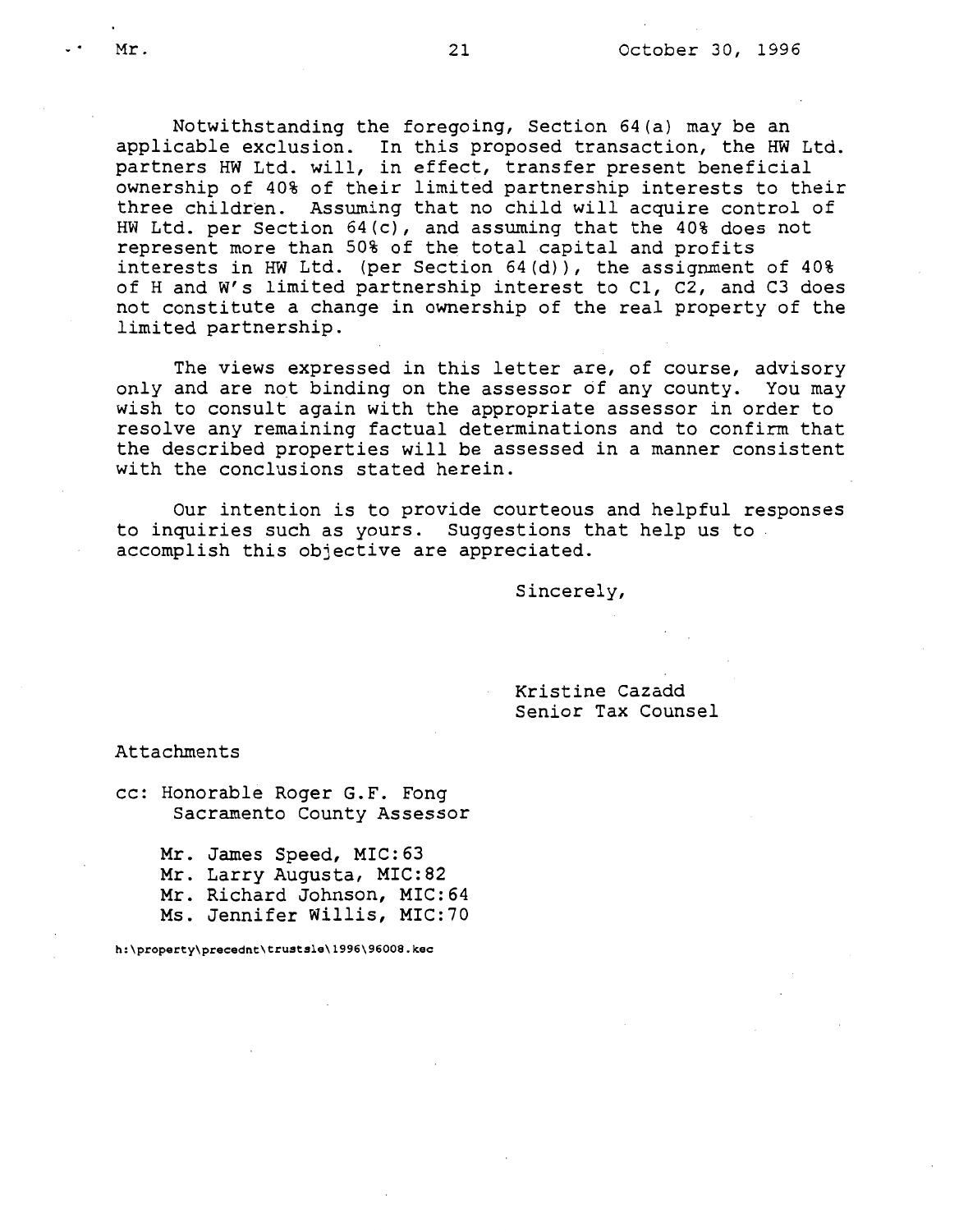Notwithstanding the foregoing, Section 64(a) may be an applicable exclusion. In this proposed transaction, the HW Ltd. partners HW Ltd. will, in effect, transfer present beneficial ownership of 40% of their limited partnership interests to their three children. Assuming that no child will acquire control of HW Ltd. per Section 64(c), and assuming that the 40% does not represent more than 50% of the total capital and profits interests in HW Ltd. (per Section 64(d)), the assignment of 40% of H and W's limited partnership interest to C1, C2, and C3 does not constitute a change in ownership of the real property of the limited partnership.

The views expressed in this letter are, of course, advisory only and are not binding on the assessor of any county. You may wish to consult again with the appropriate assessor in order to resolve any remaining factual determinations and to confirm that the described properties will be assessed in a manner consistent with the conclusions stated herein.

Our intention is to provide courteous and helpful responses to inquiries such as yours. Suggestions that help us to accomplish this objective are appreciated.

Sincerely,

Kristine Cazadd
Senior Tax Counsel

Attachments

cc: Honorable Roger G.F. Fong
Sacramento County Assessor

Mr. James Speed, MIC:63
Mr. Larry Augusta, MIC:82
Mr. Richard Johnson, MIC:64
Ms. Jennifer Willis, MIC:70

h:\property\precednt\trustsle\1996\96008.kec